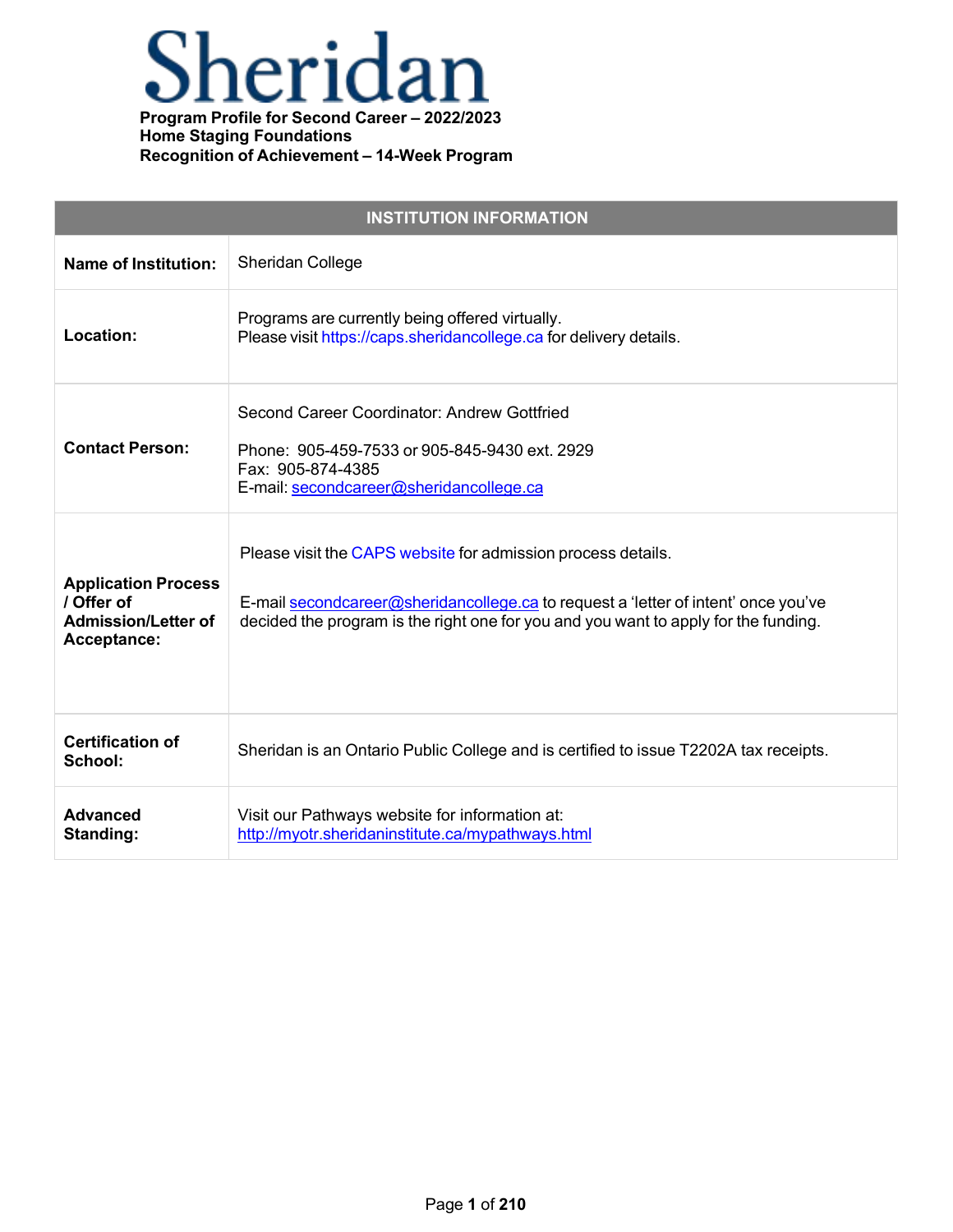# Sheridan

**Program Profile for Second Career – 2022/2023**
**Home Staging Foundations**
**Recognition of Achievement – 14-Week Program**

| INSTITUTION INFORMATION | |
|---|---|
| **Name of Institution:** | Sheridan College |
| **Location:** | Programs are currently being offered virtually.<br>Please visit https://caps.sheridancollege.ca for delivery details. |
| **Contact Person:** | Second Career Coordinator: Andrew Gottfried<br><br>Phone: 905-459-7533 or 905-845-9430 ext. 2929<br>Fax: 905-874-4385<br>E-mail: secondcareer@sheridancollege.ca |
| **Application Process / Offer of Admission/Letter of Acceptance:** | Please visit the CAPS website for admission process details.<br><br>E-mail secondcareer@sheridancollege.ca to request a 'letter of intent' once you've decided the program is the right one for you and you want to apply for the funding. |
| **Certification of School:** | Sheridan is an Ontario Public College and is certified to issue T2202A tax receipts. |
| **Advanced Standing:** | Visit our Pathways website for information at:<br>http://myotr.sheridaninstitute.ca/mypathways.html |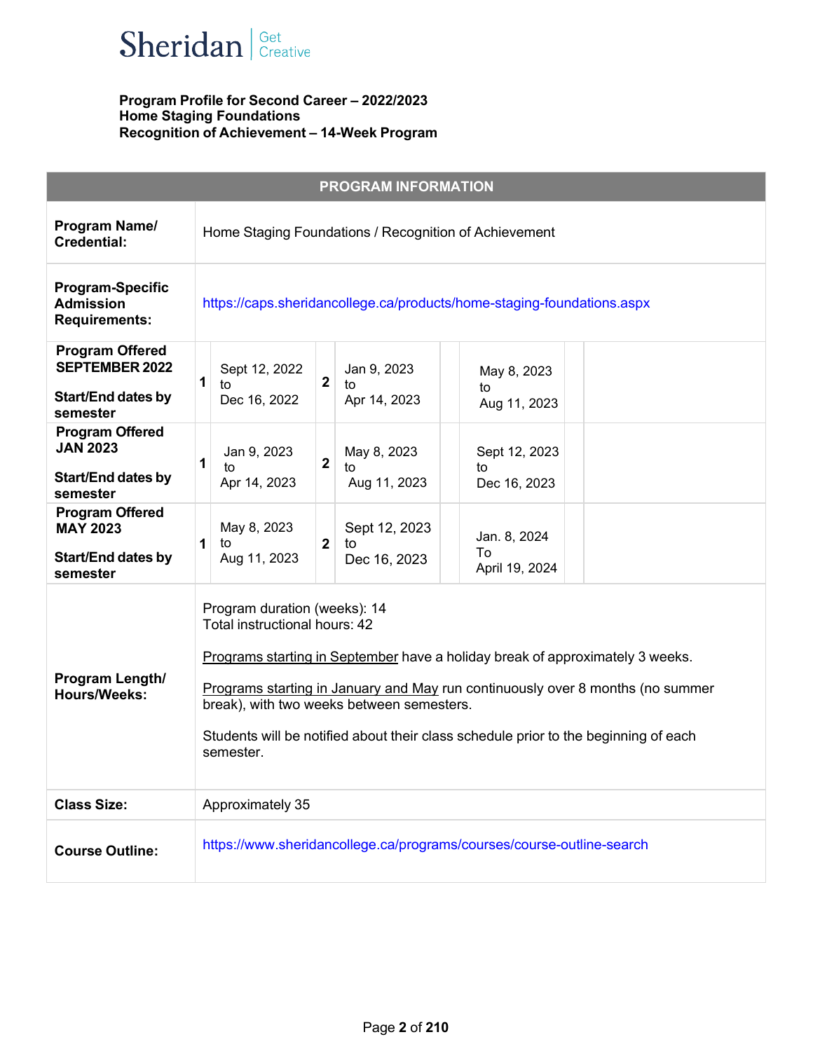**Program Profile for Second Career – 2022/2023**
**Home Staging Foundations**
**Recognition of Achievement – 14-Week Program**

| PROGRAM INFORMATION | | | | | | | | |
|---|---|---|---|---|---|---|---|---|
| **Program Name/ Credential:** | Home Staging Foundations / Recognition of Achievement | | | | | | | |
| **Program-Specific Admission Requirements:** | https://caps.sheridancollege.ca/products/home-staging-foundations.aspx | | | | | | | |
| **Program Offered SEPTEMBER 2022** **Start/End dates by semester** | **1** | Sept 12, 2022 to Dec 16, 2022 | **2** | Jan 9, 2023 to Apr 14, 2023 | | May 8, 2023 to Aug 11, 2023 | | |
| **Program Offered JAN 2023** **Start/End dates by semester** | **1** | Jan 9, 2023 to Apr 14, 2023 | **2** | May 8, 2023 to Aug 11, 2023 | | Sept 12, 2023 to Dec 16, 2023 | | |
| **Program Offered MAY 2023** **Start/End dates by semester** | **1** | May 8, 2023 to Aug 11, 2023 | **2** | Sept 12, 2023 to Dec 16, 2023 | | Jan. 8, 2024 To April 19, 2024 | | |
| **Program Length/ Hours/Weeks:** | Program duration (weeks): 14<br>Total instructional hours: 42<br><br>Programs starting in September have a holiday break of approximately 3 weeks.<br><br>Programs starting in January and May run continuously over 8 months (no summer break), with two weeks between semesters.<br><br>Students will be notified about their class schedule prior to the beginning of each semester. | | | | | | | |
| **Class Size:** | Approximately 35 | | | | | | | |
| **Course Outline:** | https://www.sheridancollege.ca/programs/courses/course-outline-search | | | | | | | |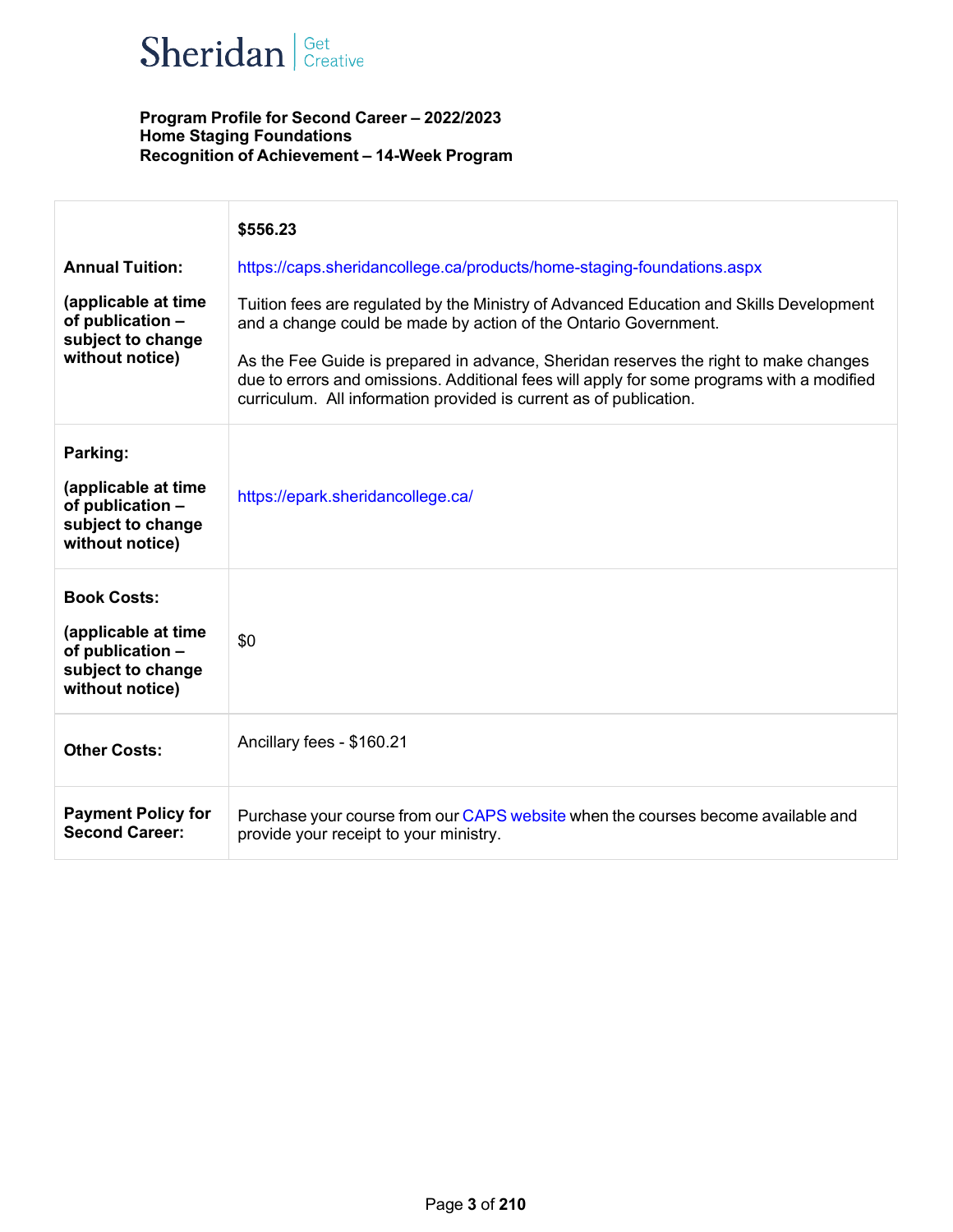**Program Profile for Second Career – 2022/2023**
**Home Staging Foundations**
**Recognition of Achievement – 14-Week Program**

| | |
|---|---|
| **Annual Tuition:** **(applicable at time of publication – subject to change without notice)** | **$556.23** https://caps.sheridancollege.ca/products/home-staging-foundations.aspx Tuition fees are regulated by the Ministry of Advanced Education and Skills Development and a change could be made by action of the Ontario Government. As the Fee Guide is prepared in advance, Sheridan reserves the right to make changes due to errors and omissions. Additional fees will apply for some programs with a modified curriculum. All information provided is current as of publication. |
| **Parking:** **(applicable at time of publication – subject to change without notice)** | https://epark.sheridancollege.ca/ |
| **Book Costs:** **(applicable at time of publication – subject to change without notice)** | $0 |
| **Other Costs:** | Ancillary fees - $160.21 |
| **Payment Policy for Second Career:** | Purchase your course from our CAPS website when the courses become available and provide your receipt to your ministry. |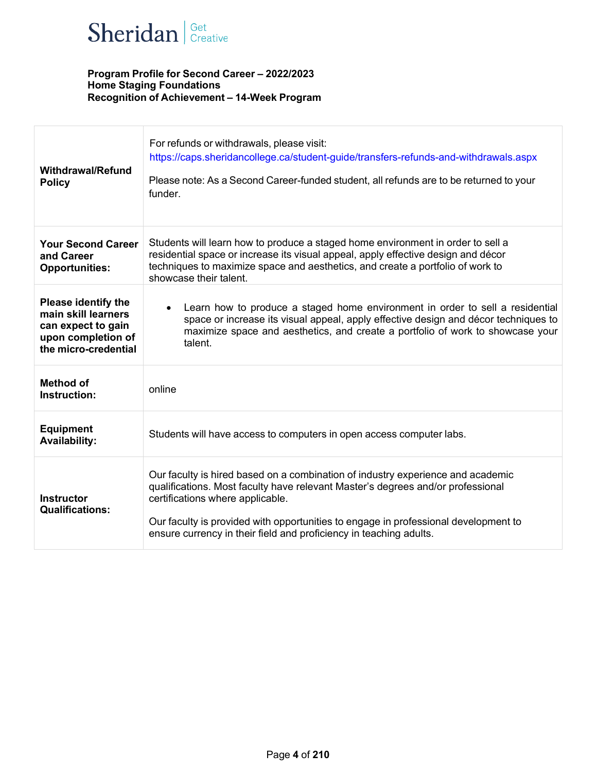**Program Profile for Second Career – 2022/2023**
**Home Staging Foundations**
**Recognition of Achievement – 14-Week Program**

| | |
|---|---|
| **Withdrawal/Refund Policy** | For refunds or withdrawals, please visit: https://caps.sheridancollege.ca/student-guide/transfers-refunds-and-withdrawals.aspx<br><br>Please note: As a Second Career-funded student, all refunds are to be returned to your funder. |
| **Your Second Career and Career Opportunities:** | Students will learn how to produce a staged home environment in order to sell a residential space or increase its visual appeal, apply effective design and décor techniques to maximize space and aesthetics, and create a portfolio of work to showcase their talent. |
| **Please identify the main skill learners can expect to gain upon completion of the micro-credential** | • Learn how to produce a staged home environment in order to sell a residential space or increase its visual appeal, apply effective design and décor techniques to maximize space and aesthetics, and create a portfolio of work to showcase your talent. |
| **Method of Instruction:** | online |
| **Equipment Availability:** | Students will have access to computers in open access computer labs. |
| **Instructor Qualifications:** | Our faculty is hired based on a combination of industry experience and academic qualifications. Most faculty have relevant Master's degrees and/or professional certifications where applicable.<br><br>Our faculty is provided with opportunities to engage in professional development to ensure currency in their field and proficiency in teaching adults. |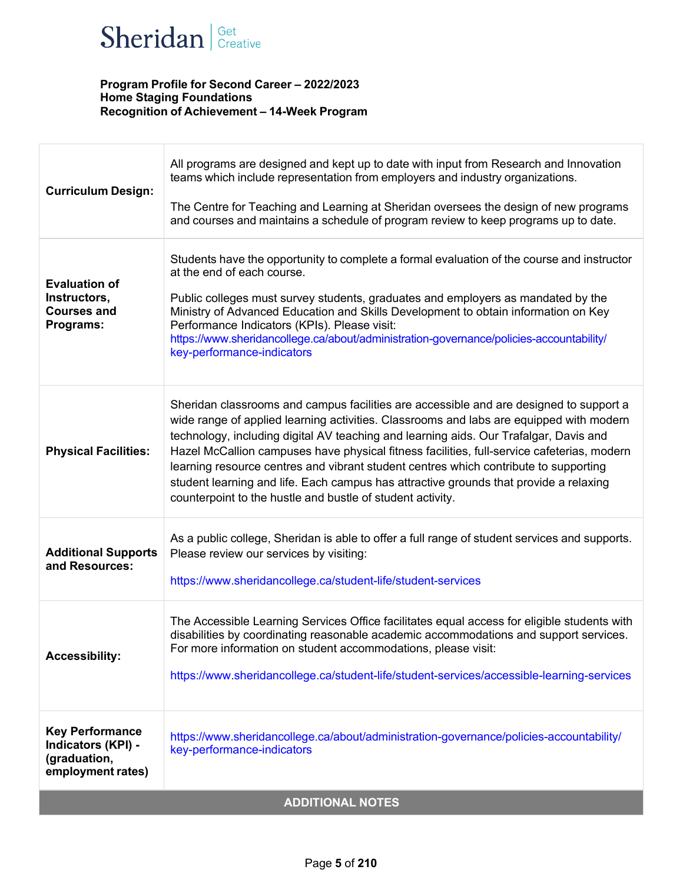**Program Profile for Second Career – 2022/2023**
**Home Staging Foundations**
**Recognition of Achievement – 14-Week Program**

| | |
|---|---|
| **Curriculum Design:** | All programs are designed and kept up to date with input from Research and Innovation teams which include representation from employers and industry organizations.<br><br>The Centre for Teaching and Learning at Sheridan oversees the design of new programs and courses and maintains a schedule of program review to keep programs up to date. |
| **Evaluation of Instructors, Courses and Programs:** | Students have the opportunity to complete a formal evaluation of the course and instructor at the end of each course.<br><br>Public colleges must survey students, graduates and employers as mandated by the Ministry of Advanced Education and Skills Development to obtain information on Key Performance Indicators (KPIs). Please visit: https://www.sheridancollege.ca/about/administration-governance/policies-accountability/key-performance-indicators |
| **Physical Facilities:** | Sheridan classrooms and campus facilities are accessible and are designed to support a wide range of applied learning activities. Classrooms and labs are equipped with modern technology, including digital AV teaching and learning aids. Our Trafalgar, Davis and Hazel McCallion campuses have physical fitness facilities, full-service cafeterias, modern learning resource centres and vibrant student centres which contribute to supporting student learning and life. Each campus has attractive grounds that provide a relaxing counterpoint to the hustle and bustle of student activity. |
| **Additional Supports and Resources:** | As a public college, Sheridan is able to offer a full range of student services and supports. Please review our services by visiting:<br><br>https://www.sheridancollege.ca/student-life/student-services |
| **Accessibility:** | The Accessible Learning Services Office facilitates equal access for eligible students with disabilities by coordinating reasonable academic accommodations and support services. For more information on student accommodations, please visit:<br><br>https://www.sheridancollege.ca/student-life/student-services/accessible-learning-services |
| **Key Performance Indicators (KPI) - (graduation, employment rates)** | https://www.sheridancollege.ca/about/administration-governance/policies-accountability/key-performance-indicators |

**ADDITIONAL NOTES**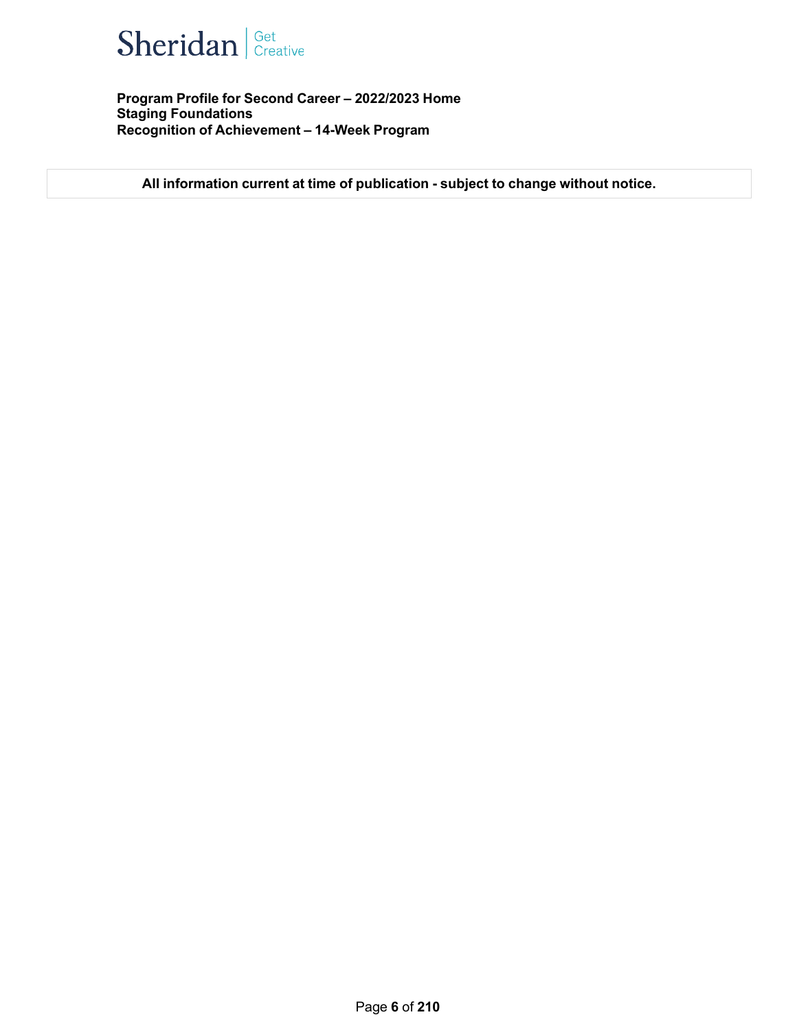Sheridan | Get Creative

**Program Profile for Second Career – 2022/2023 Home Staging Foundations**
**Recognition of Achievement – 14-Week Program**

| |
|---|
| **All information current at time of publication - subject to change without notice.** |